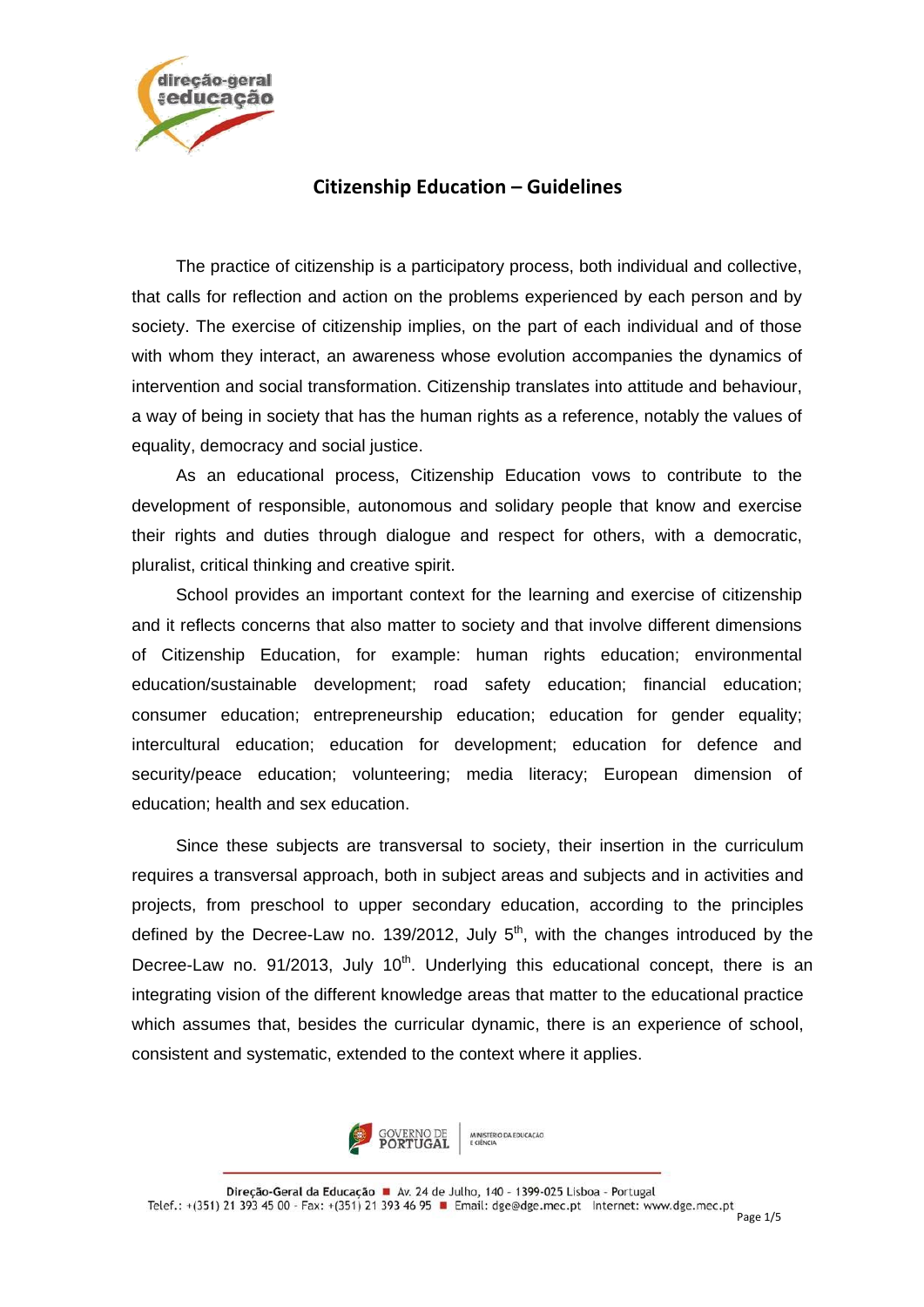# Citizenship Education – Guidelines

The practice of citizenship is a participatory process, both individual and collective, that calls for reflection and action on the problems experienced by each person and by society. The exercise of citizenship implies, on the part of each individual and of those with whom they interact, an awareness whose evolution accompanies the dynamics of intervention and social transformation. Citizenship translates into attitude and behaviour, a way of being in society that has the human rights as a reference, notably the values of equality, democracy and social justice.

As an educational process, Citizenship Education vows to contribute to the development of responsible, autonomous and solidary people that know and exercise their rights and duties through dialogue and respect for others, with a democratic, pluralist, critical thinking and creative spirit.

School provides an important context for the learning and exercise of citizenship and it reflects concerns that also matter to society and that involve different dimensions of Citizenship Education, for example: human rights education; environmental education/sustainable development; road safety education; financial education; consumer education; entrepreneurship education; education for gender equality; intercultural education; education for development; education for defence and security/peace education; volunteering; media literacy; European dimension of education; health and sex education.

Since these subjects are transversal to society, their insertion in the curriculum requires a transversal approach, both in subject areas and subjects and in activities and projects, from preschool to upper secondary education, according to the principles defined by the Decree-Law no. 139/2012, July 5th, with the changes introduced by the Decree-Law no. 91/2013, July 10th. Underlying this educational concept, there is an integrating vision of the different knowledge areas that matter to the educational practice which assumes that, besides the curricular dynamic, there is an experience of school, consistent and systematic, extended to the context where it applies.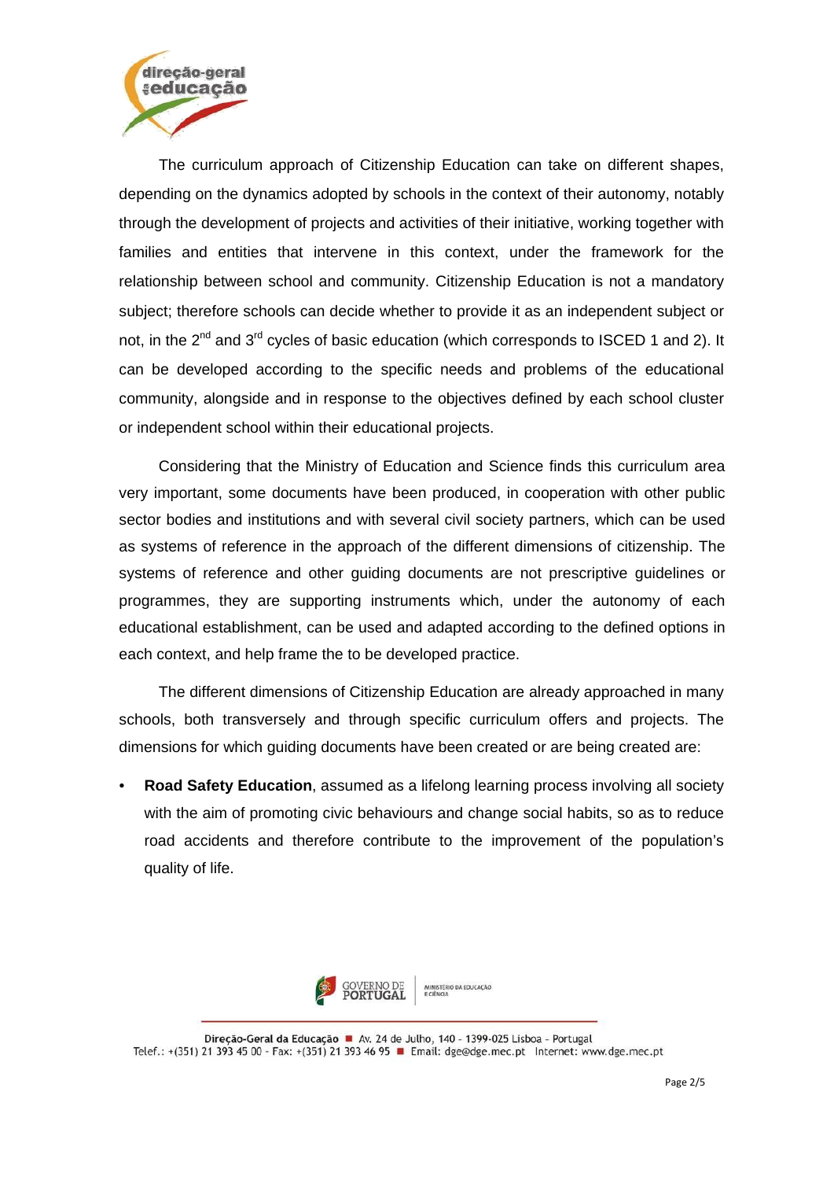The curriculum approach of Citizenship Education can take on different shapes, depending on the dynamics adopted by schools in the context of their autonomy, notably through the development of projects and activities of their initiative, working together with families and entities that intervene in this context, under the framework for the relationship between school and community. Citizenship Education is not a mandatory subject; therefore schools can decide whether to provide it as an independent subject or not, in the 2nd and 3rd cycles of basic education (which corresponds to ISCED 1 and 2). It can be developed according to the specific needs and problems of the educational community, alongside and in response to the objectives defined by each school cluster or independent school within their educational projects.

Considering that the Ministry of Education and Science finds this curriculum area very important, some documents have been produced, in cooperation with other public sector bodies and institutions and with several civil society partners, which can be used as systems of reference in the approach of the different dimensions of citizenship. The systems of reference and other guiding documents are not prescriptive guidelines or programmes, they are supporting instruments which, under the autonomy of each educational establishment, can be used and adapted according to the defined options in each context, and help frame the to be developed practice.

The different dimensions of Citizenship Education are already approached in many schools, both transversely and through specific curriculum offers and projects. The dimensions for which guiding documents have been created or are being created are:

- **Road Safety Education**, assumed as a lifelong learning process involving all society with the aim of promoting civic behaviours and change social habits, so as to reduce road accidents and therefore contribute to the improvement of the population's quality of life.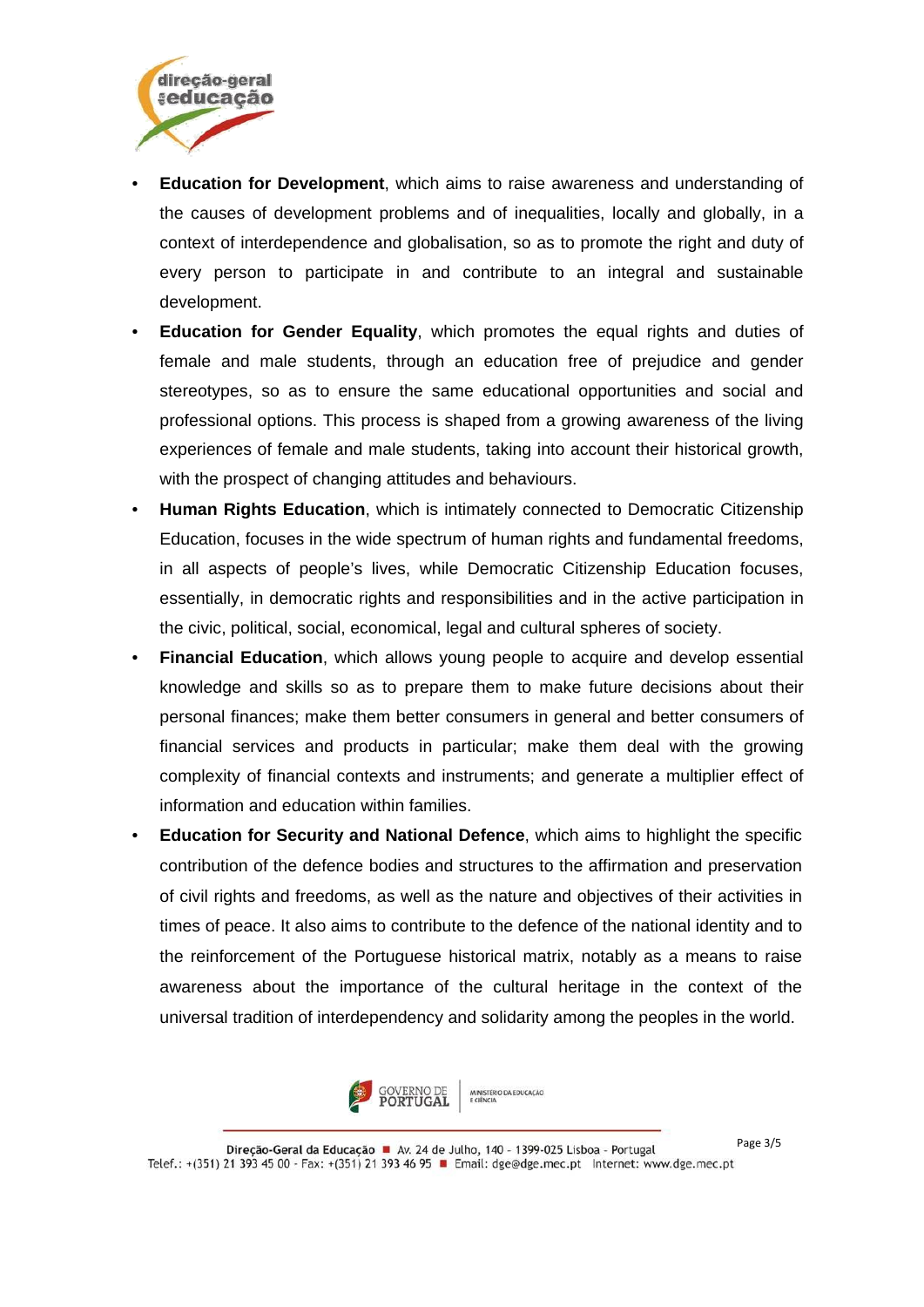- **Education for Development**, which aims to raise awareness and understanding of the causes of development problems and of inequalities, locally and globally, in a context of interdependence and globalisation, so as to promote the right and duty of every person to participate in and contribute to an integral and sustainable development.
- **Education for Gender Equality**, which promotes the equal rights and duties of female and male students, through an education free of prejudice and gender stereotypes, so as to ensure the same educational opportunities and social and professional options. This process is shaped from a growing awareness of the living experiences of female and male students, taking into account their historical growth, with the prospect of changing attitudes and behaviours.
- **Human Rights Education**, which is intimately connected to Democratic Citizenship Education, focuses in the wide spectrum of human rights and fundamental freedoms, in all aspects of people's lives, while Democratic Citizenship Education focuses, essentially, in democratic rights and responsibilities and in the active participation in the civic, political, social, economical, legal and cultural spheres of society.
- **Financial Education**, which allows young people to acquire and develop essential knowledge and skills so as to prepare them to make future decisions about their personal finances; make them better consumers in general and better consumers of financial services and products in particular; make them deal with the growing complexity of financial contexts and instruments; and generate a multiplier effect of information and education within families.
- **Education for Security and National Defence**, which aims to highlight the specific contribution of the defence bodies and structures to the affirmation and preservation of civil rights and freedoms, as well as the nature and objectives of their activities in times of peace. It also aims to contribute to the defence of the national identity and to the reinforcement of the Portuguese historical matrix, notably as a means to raise awareness about the importance of the cultural heritage in the context of the universal tradition of interdependency and solidarity among the peoples in the world.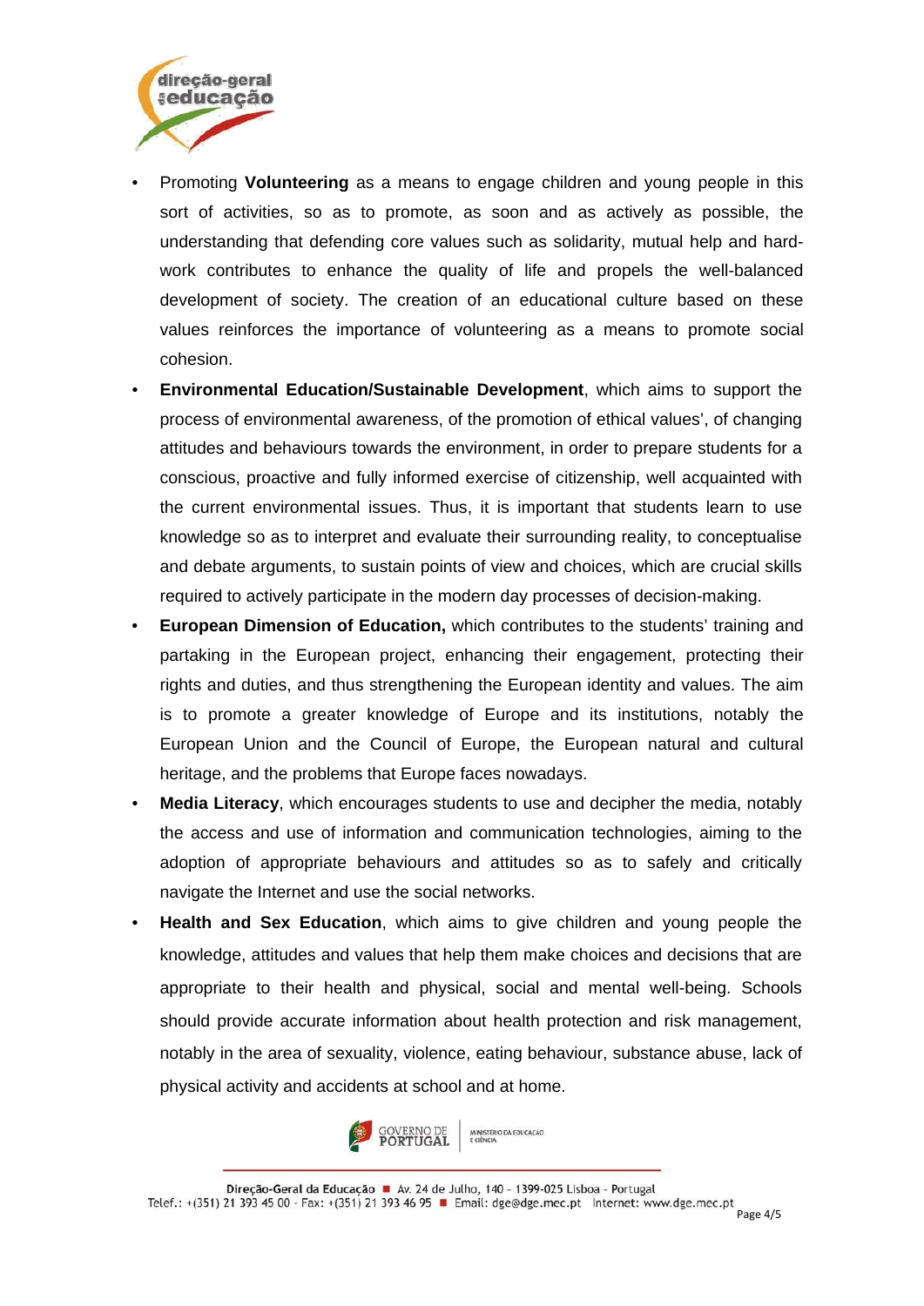- Promoting **Volunteering** as a means to engage children and young people in this sort of activities, so as to promote, as soon and as actively as possible, the understanding that defending core values such as solidarity, mutual help and hard-work contributes to enhance the quality of life and propels the well-balanced development of society. The creation of an educational culture based on these values reinforces the importance of volunteering as a means to promote social cohesion.
- **Environmental Education/Sustainable Development**, which aims to support the process of environmental awareness, of the promotion of ethical values', of changing attitudes and behaviours towards the environment, in order to prepare students for a conscious, proactive and fully informed exercise of citizenship, well acquainted with the current environmental issues. Thus, it is important that students learn to use knowledge so as to interpret and evaluate their surrounding reality, to conceptualise and debate arguments, to sustain points of view and choices, which are crucial skills required to actively participate in the modern day processes of decision-making.
- **European Dimension of Education,** which contributes to the students' training and partaking in the European project, enhancing their engagement, protecting their rights and duties, and thus strengthening the European identity and values. The aim is to promote a greater knowledge of Europe and its institutions, notably the European Union and the Council of Europe, the European natural and cultural heritage, and the problems that Europe faces nowadays.
- **Media Literacy**, which encourages students to use and decipher the media, notably the access and use of information and communication technologies, aiming to the adoption of appropriate behaviours and attitudes so as to safely and critically navigate the Internet and use the social networks.
- **Health and Sex Education**, which aims to give children and young people the knowledge, attitudes and values that help them make choices and decisions that are appropriate to their health and physical, social and mental well-being. Schools should provide accurate information about health protection and risk management, notably in the area of sexuality, violence, eating behaviour, substance abuse, lack of physical activity and accidents at school and at home.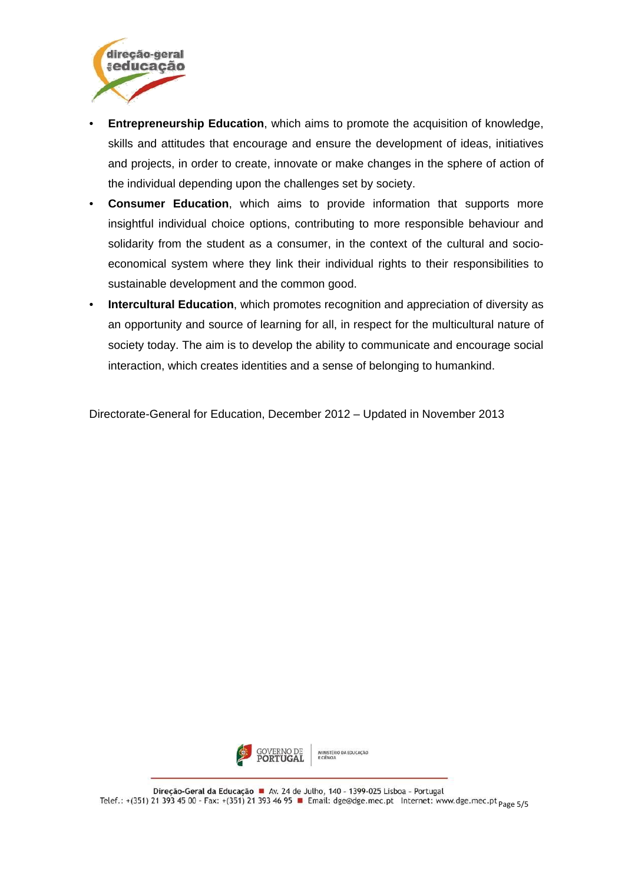- **Entrepreneurship Education**, which aims to promote the acquisition of knowledge, skills and attitudes that encourage and ensure the development of ideas, initiatives and projects, in order to create, innovate or make changes in the sphere of action of the individual depending upon the challenges set by society.
- **Consumer Education**, which aims to provide information that supports more insightful individual choice options, contributing to more responsible behaviour and solidarity from the student as a consumer, in the context of the cultural and socio-economical system where they link their individual rights to their responsibilities to sustainable development and the common good.
- **Intercultural Education**, which promotes recognition and appreciation of diversity as an opportunity and source of learning for all, in respect for the multicultural nature of society today. The aim is to develop the ability to communicate and encourage social interaction, which creates identities and a sense of belonging to humankind.

Directorate-General for Education, December 2012 – Updated in November 2013